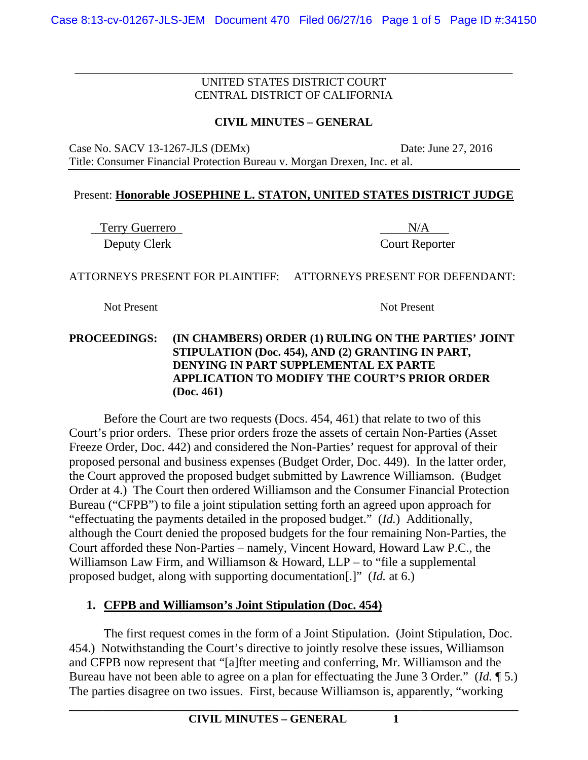UNITED STATES DISTRICT COURT
CENTRAL DISTRICT OF CALIFORNIA

**CIVIL MINUTES – GENERAL**

Case No. SACV 13-1267-JLS (DEMx) Date: June 27, 2016
Title: Consumer Financial Protection Bureau v. Morgan Drexen, Inc. et al.

Present: **Honorable JOSEPHINE L. STATON, UNITED STATES DISTRICT JUDGE**

| Terry Guerrero | N/A |
| --- | --- |
| Deputy Clerk | Court Reporter |

| ATTORNEYS PRESENT FOR PLAINTIFF: | ATTORNEYS PRESENT FOR DEFENDANT: |
| --- | --- |
| Not Present | Not Present |

**PROCEEDINGS: (IN CHAMBERS) ORDER (1) RULING ON THE PARTIES' JOINT STIPULATION (Doc. 454), AND (2) GRANTING IN PART, DENYING IN PART SUPPLEMENTAL EX PARTE APPLICATION TO MODIFY THE COURT'S PRIOR ORDER (Doc. 461)**

Before the Court are two requests (Docs. 454, 461) that relate to two of this Court's prior orders. These prior orders froze the assets of certain Non-Parties (Asset Freeze Order, Doc. 442) and considered the Non-Parties' request for approval of their proposed personal and business expenses (Budget Order, Doc. 449). In the latter order, the Court approved the proposed budget submitted by Lawrence Williamson. (Budget Order at 4.) The Court then ordered Williamson and the Consumer Financial Protection Bureau ("CFPB") to file a joint stipulation setting forth an agreed upon approach for "effectuating the payments detailed in the proposed budget." (*Id.*) Additionally, although the Court denied the proposed budgets for the four remaining Non-Parties, the Court afforded these Non-Parties – namely, Vincent Howard, Howard Law P.C., the Williamson Law Firm, and Williamson & Howard, LLP – to "file a supplemental proposed budget, along with supporting documentation[.]" (*Id.* at 6.)

## 1. CFPB and Williamson's Joint Stipulation (Doc. 454)

The first request comes in the form of a Joint Stipulation. (Joint Stipulation, Doc. 454.) Notwithstanding the Court's directive to jointly resolve these issues, Williamson and CFPB now represent that "[a]fter meeting and conferring, Mr. Williamson and the Bureau have not been able to agree on a plan for effectuating the June 3 Order." (*Id.* ¶ 5.) The parties disagree on two issues. First, because Williamson is, apparently, "working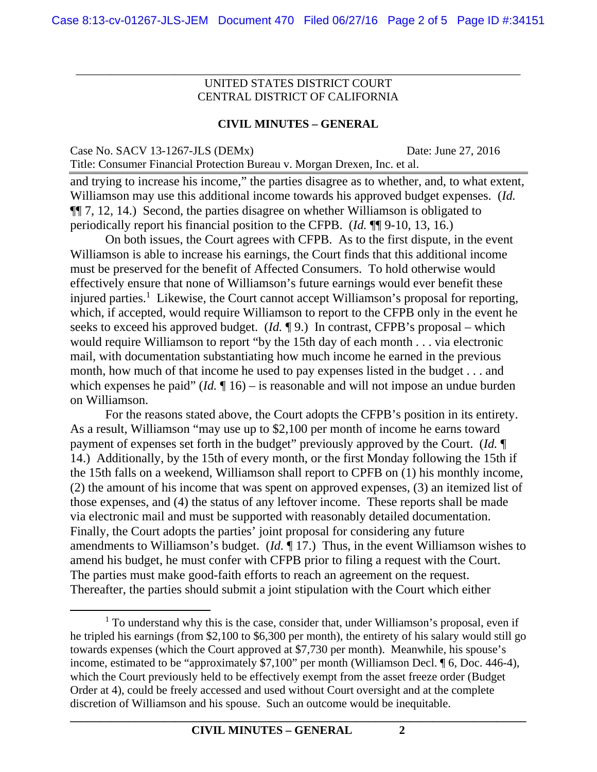UNITED STATES DISTRICT COURT
CENTRAL DISTRICT OF CALIFORNIA

**CIVIL MINUTES – GENERAL**

Case No. SACV 13-1267-JLS (DEMx) Date: June 27, 2016
Title: Consumer Financial Protection Bureau v. Morgan Drexen, Inc. et al.

and trying to increase his income," the parties disagree as to whether, and, to what extent, Williamson may use this additional income towards his approved budget expenses. (*Id.* ¶¶ 7, 12, 14.) Second, the parties disagree on whether Williamson is obligated to periodically report his financial position to the CFPB. (*Id.* ¶¶ 9-10, 13, 16.)

On both issues, the Court agrees with CFPB. As to the first dispute, in the event Williamson is able to increase his earnings, the Court finds that this additional income must be preserved for the benefit of Affected Consumers. To hold otherwise would effectively ensure that none of Williamson's future earnings would ever benefit these injured parties.[1] Likewise, the Court cannot accept Williamson's proposal for reporting, which, if accepted, would require Williamson to report to the CFPB only in the event he seeks to exceed his approved budget. (*Id.* ¶ 9.) In contrast, CFPB's proposal – which would require Williamson to report "by the 15th day of each month . . . via electronic mail, with documentation substantiating how much income he earned in the previous month, how much of that income he used to pay expenses listed in the budget . . . and which expenses he paid" (*Id.* ¶ 16) – is reasonable and will not impose an undue burden on Williamson.

For the reasons stated above, the Court adopts the CFPB's position in its entirety. As a result, Williamson "may use up to $2,100 per month of income he earns toward payment of expenses set forth in the budget" previously approved by the Court. (*Id.* ¶ 14.) Additionally, by the 15th of every month, or the first Monday following the 15th if the 15th falls on a weekend, Williamson shall report to CPFB on (1) his monthly income, (2) the amount of his income that was spent on approved expenses, (3) an itemized list of those expenses, and (4) the status of any leftover income. These reports shall be made via electronic mail and must be supported with reasonably detailed documentation. Finally, the Court adopts the parties' joint proposal for considering any future amendments to Williamson's budget. (*Id.* ¶ 17.) Thus, in the event Williamson wishes to amend his budget, he must confer with CFPB prior to filing a request with the Court. The parties must make good-faith efforts to reach an agreement on the request. Thereafter, the parties should submit a joint stipulation with the Court which either

---

[1] To understand why this is the case, consider that, under Williamson's proposal, even if he tripled his earnings (from $2,100 to $6,300 per month), the entirety of his salary would still go towards expenses (which the Court approved at $7,730 per month). Meanwhile, his spouse's income, estimated to be "approximately $7,100" per month (Williamson Decl. ¶ 6, Doc. 446-4), which the Court previously held to be effectively exempt from the asset freeze order (Budget Order at 4), could be freely accessed and used without Court oversight and at the complete discretion of Williamson and his spouse. Such an outcome would be inequitable.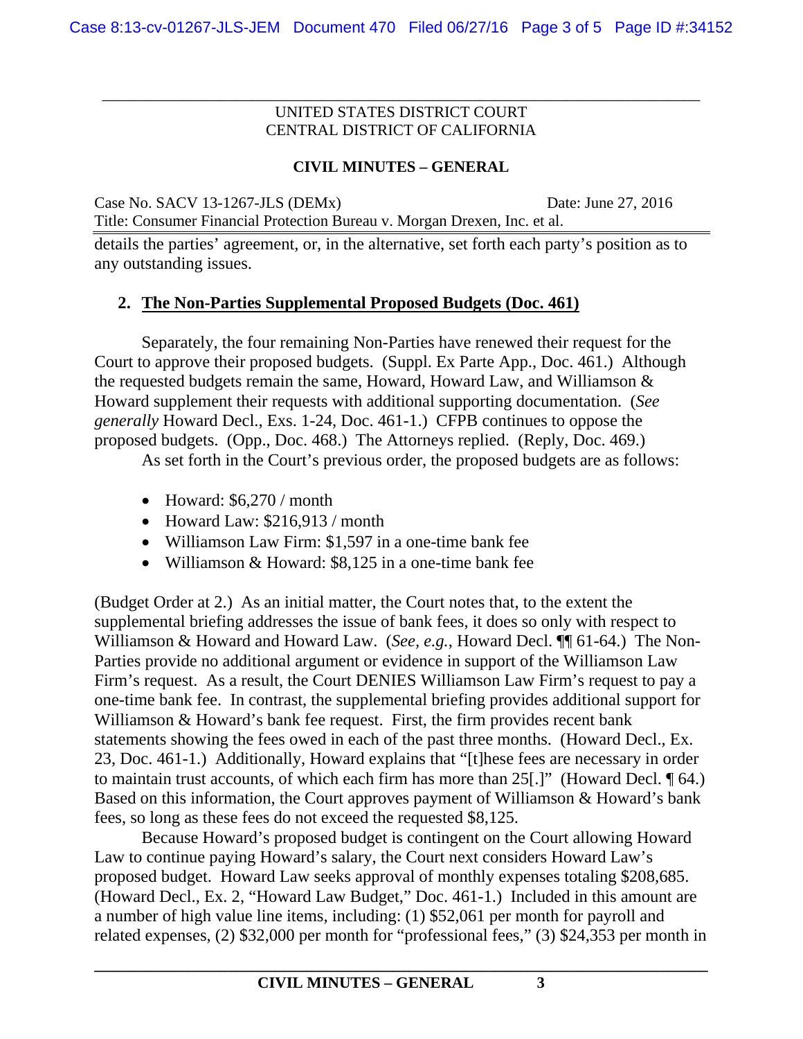UNITED STATES DISTRICT COURT
CENTRAL DISTRICT OF CALIFORNIA

**CIVIL MINUTES – GENERAL**

Case No. SACV 13-1267-JLS (DEMx) Date: June 27, 2016
Title: Consumer Financial Protection Bureau v. Morgan Drexen, Inc. et al.

details the parties' agreement, or, in the alternative, set forth each party's position as to any outstanding issues.

**2. The Non-Parties Supplemental Proposed Budgets (Doc. 461)**

Separately, the four remaining Non-Parties have renewed their request for the Court to approve their proposed budgets. (Suppl. Ex Parte App., Doc. 461.) Although the requested budgets remain the same, Howard, Howard Law, and Williamson & Howard supplement their requests with additional supporting documentation. (*See generally* Howard Decl., Exs. 1-24, Doc. 461-1.) CFPB continues to oppose the proposed budgets. (Opp., Doc. 468.) The Attorneys replied. (Reply, Doc. 469.)

As set forth in the Court's previous order, the proposed budgets are as follows:

- Howard: $6,270 / month
- Howard Law: $216,913 / month
- Williamson Law Firm: $1,597 in a one-time bank fee
- Williamson & Howard: $8,125 in a one-time bank fee

(Budget Order at 2.) As an initial matter, the Court notes that, to the extent the supplemental briefing addresses the issue of bank fees, it does so only with respect to Williamson & Howard and Howard Law. (*See, e.g.*, Howard Decl. ¶¶ 61-64.) The Non-Parties provide no additional argument or evidence in support of the Williamson Law Firm's request. As a result, the Court DENIES Williamson Law Firm's request to pay a one-time bank fee. In contrast, the supplemental briefing provides additional support for Williamson & Howard's bank fee request. First, the firm provides recent bank statements showing the fees owed in each of the past three months. (Howard Decl., Ex. 23, Doc. 461-1.) Additionally, Howard explains that "[t]hese fees are necessary in order to maintain trust accounts, of which each firm has more than 25[.]" (Howard Decl. ¶ 64.) Based on this information, the Court approves payment of Williamson & Howard's bank fees, so long as these fees do not exceed the requested $8,125.

Because Howard's proposed budget is contingent on the Court allowing Howard Law to continue paying Howard's salary, the Court next considers Howard Law's proposed budget. Howard Law seeks approval of monthly expenses totaling $208,685. (Howard Decl., Ex. 2, "Howard Law Budget," Doc. 461-1.) Included in this amount are a number of high value line items, including: (1) $52,061 per month for payroll and related expenses, (2) $32,000 per month for "professional fees," (3) $24,353 per month in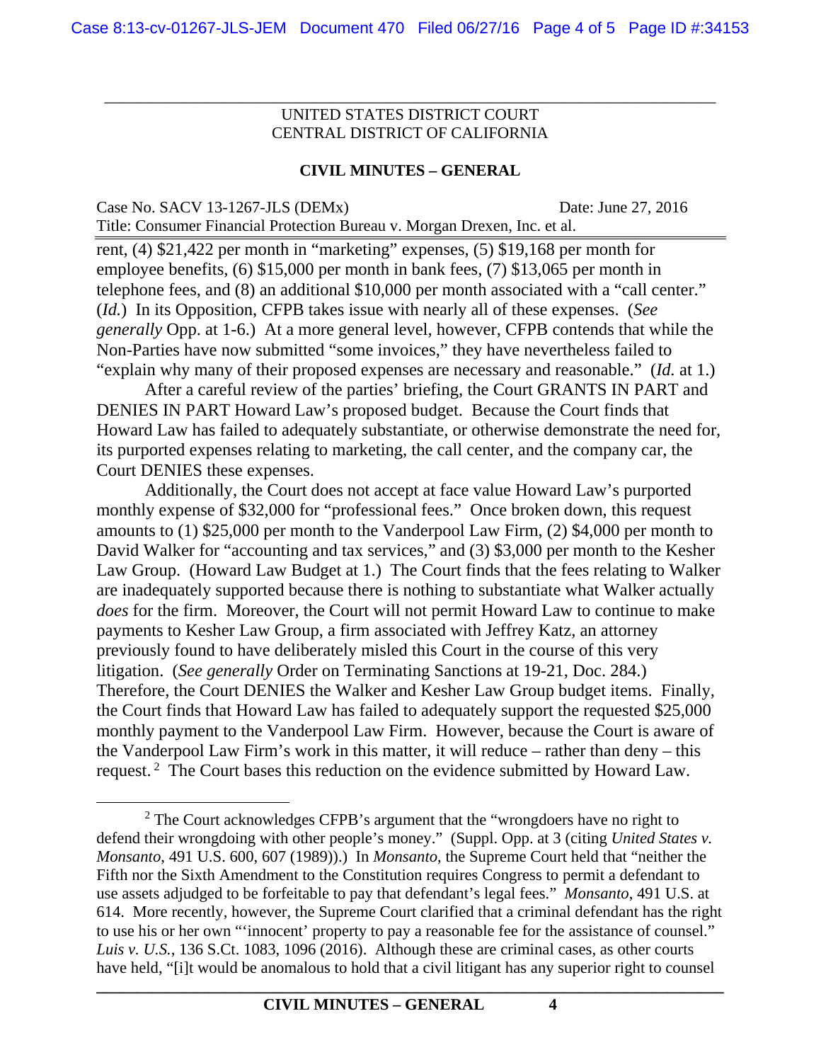UNITED STATES DISTRICT COURT
CENTRAL DISTRICT OF CALIFORNIA

**CIVIL MINUTES – GENERAL**

Case No. SACV 13-1267-JLS (DEMx) Date: June 27, 2016
Title: Consumer Financial Protection Bureau v. Morgan Drexen, Inc. et al.

rent, (4) $21,422 per month in "marketing" expenses, (5) $19,168 per month for employee benefits, (6) $15,000 per month in bank fees, (7) $13,065 per month in telephone fees, and (8) an additional $10,000 per month associated with a "call center." (*Id.*) In its Opposition, CFPB takes issue with nearly all of these expenses. (*See generally* Opp. at 1-6.) At a more general level, however, CFPB contends that while the Non-Parties have now submitted "some invoices," they have nevertheless failed to "explain why many of their proposed expenses are necessary and reasonable." (*Id.* at 1.)

After a careful review of the parties' briefing, the Court GRANTS IN PART and DENIES IN PART Howard Law's proposed budget. Because the Court finds that Howard Law has failed to adequately substantiate, or otherwise demonstrate the need for, its purported expenses relating to marketing, the call center, and the company car, the Court DENIES these expenses.

Additionally, the Court does not accept at face value Howard Law's purported monthly expense of $32,000 for "professional fees." Once broken down, this request amounts to (1) $25,000 per month to the Vanderpool Law Firm, (2) $4,000 per month to David Walker for "accounting and tax services," and (3) $3,000 per month to the Kesher Law Group. (Howard Law Budget at 1.) The Court finds that the fees relating to Walker are inadequately supported because there is nothing to substantiate what Walker actually *does* for the firm. Moreover, the Court will not permit Howard Law to continue to make payments to Kesher Law Group, a firm associated with Jeffrey Katz, an attorney previously found to have deliberately misled this Court in the course of this very litigation. (*See generally* Order on Terminating Sanctions at 19-21, Doc. 284.) Therefore, the Court DENIES the Walker and Kesher Law Group budget items. Finally, the Court finds that Howard Law has failed to adequately support the requested $25,000 monthly payment to the Vanderpool Law Firm. However, because the Court is aware of the Vanderpool Law Firm's work in this matter, it will reduce – rather than deny – this request.[2] The Court bases this reduction on the evidence submitted by Howard Law.

---

[2] The Court acknowledges CFPB's argument that the "wrongdoers have no right to defend their wrongdoing with other people's money." (Suppl. Opp. at 3 (citing *United States v. Monsanto*, 491 U.S. 600, 607 (1989)).) In *Monsanto*, the Supreme Court held that "neither the Fifth nor the Sixth Amendment to the Constitution requires Congress to permit a defendant to use assets adjudged to be forfeitable to pay that defendant's legal fees." *Monsanto*, 491 U.S. at 614. More recently, however, the Supreme Court clarified that a criminal defendant has the right to use his or her own "'innocent' property to pay a reasonable fee for the assistance of counsel." *Luis v. U.S.*, 136 S.Ct. 1083, 1096 (2016). Although these are criminal cases, as other courts have held, "[i]t would be anomalous to hold that a civil litigant has any superior right to counsel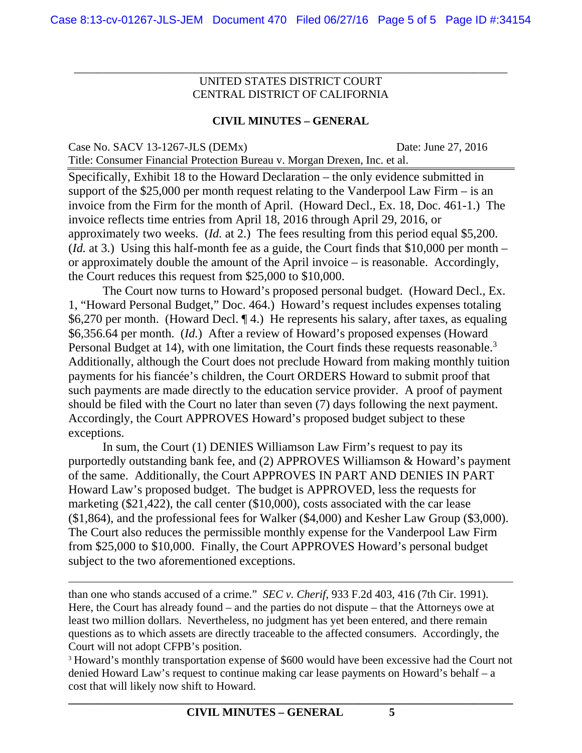UNITED STATES DISTRICT COURT
CENTRAL DISTRICT OF CALIFORNIA

**CIVIL MINUTES – GENERAL**

Case No. SACV 13-1267-JLS (DEMx) Date: June 27, 2016
Title: Consumer Financial Protection Bureau v. Morgan Drexen, Inc. et al.

Specifically, Exhibit 18 to the Howard Declaration – the only evidence submitted in support of the $25,000 per month request relating to the Vanderpool Law Firm – is an invoice from the Firm for the month of April. (Howard Decl., Ex. 18, Doc. 461-1.) The invoice reflects time entries from April 18, 2016 through April 29, 2016, or approximately two weeks. (*Id.* at 2.) The fees resulting from this period equal $5,200. (*Id.* at 3.) Using this half-month fee as a guide, the Court finds that $10,000 per month – or approximately double the amount of the April invoice – is reasonable. Accordingly, the Court reduces this request from $25,000 to $10,000.

The Court now turns to Howard's proposed personal budget. (Howard Decl., Ex. 1, "Howard Personal Budget," Doc. 464.) Howard's request includes expenses totaling $6,270 per month. (Howard Decl. ¶ 4.) He represents his salary, after taxes, as equaling $6,356.64 per month. (*Id.*) After a review of Howard's proposed expenses (Howard Personal Budget at 14), with one limitation, the Court finds these requests reasonable.[3] Additionally, although the Court does not preclude Howard from making monthly tuition payments for his fiancée's children, the Court ORDERS Howard to submit proof that such payments are made directly to the education service provider. A proof of payment should be filed with the Court no later than seven (7) days following the next payment. Accordingly, the Court APPROVES Howard's proposed budget subject to these exceptions.

In sum, the Court (1) DENIES Williamson Law Firm's request to pay its purportedly outstanding bank fee, and (2) APPROVES Williamson & Howard's payment of the same. Additionally, the Court APPROVES IN PART AND DENIES IN PART Howard Law's proposed budget. The budget is APPROVED, less the requests for marketing ($21,422), the call center ($10,000), costs associated with the car lease ($1,864), and the professional fees for Walker ($4,000) and Kesher Law Group ($3,000). The Court also reduces the permissible monthly expense for the Vanderpool Law Firm from $25,000 to $10,000. Finally, the Court APPROVES Howard's personal budget subject to the two aforementioned exceptions.

---

than one who stands accused of a crime." *SEC v. Cherif*, 933 F.2d 403, 416 (7th Cir. 1991). Here, the Court has already found – and the parties do not dispute – that the Attorneys owe at least two million dollars. Nevertheless, no judgment has yet been entered, and there remain questions as to which assets are directly traceable to the affected consumers. Accordingly, the Court will not adopt CFPB's position.

[3] Howard's monthly transportation expense of $600 would have been excessive had the Court not denied Howard Law's request to continue making car lease payments on Howard's behalf – a cost that will likely now shift to Howard.